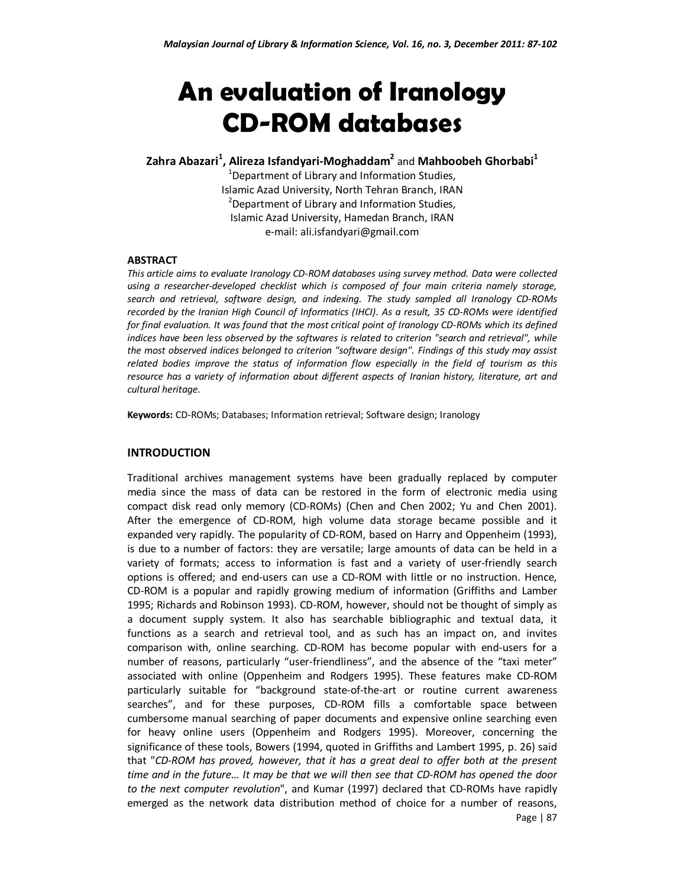# An evaluation of Iranology CD-ROM databases

**Zahra Abazari[1], Alireza Isfandyari-Moghaddam[2]** and **Mahboobeh Ghorbabi[1]**

[1]Department of Library and Information Studies,
Islamic Azad University, North Tehran Branch, IRAN
[2]Department of Library and Information Studies,
Islamic Azad University, Hamedan Branch, IRAN
e-mail: ali.isfandyari@gmail.com

## ABSTRACT

*This article aims to evaluate Iranology CD-ROM databases using survey method. Data were collected using a researcher-developed checklist which is composed of four main criteria namely storage, search and retrieval, software design, and indexing. The study sampled all Iranology CD-ROMs recorded by the Iranian High Council of Informatics (IHCI). As a result, 35 CD-ROMs were identified for final evaluation. It was found that the most critical point of Iranology CD-ROMs which its defined indices have been less observed by the softwares is related to criterion "search and retrieval", while the most observed indices belonged to criterion "software design". Findings of this study may assist related bodies improve the status of information flow especially in the field of tourism as this resource has a variety of information about different aspects of Iranian history, literature, art and cultural heritage.*

**Keywords:** CD-ROMs; Databases; Information retrieval; Software design; Iranology

## INTRODUCTION

Traditional archives management systems have been gradually replaced by computer media since the mass of data can be restored in the form of electronic media using compact disk read only memory (CD-ROMs) (Chen and Chen 2002; Yu and Chen 2001). After the emergence of CD-ROM, high volume data storage became possible and it expanded very rapidly. The popularity of CD-ROM, based on Harry and Oppenheim (1993), is due to a number of factors: they are versatile; large amounts of data can be held in a variety of formats; access to information is fast and a variety of user-friendly search options is offered; and end-users can use a CD-ROM with little or no instruction. Hence, CD-ROM is a popular and rapidly growing medium of information (Griffiths and Lamber 1995; Richards and Robinson 1993). CD-ROM, however, should not be thought of simply as a document supply system. It also has searchable bibliographic and textual data, it functions as a search and retrieval tool, and as such has an impact on, and invites comparison with, online searching. CD-ROM has become popular with end-users for a number of reasons, particularly "user-friendliness", and the absence of the "taxi meter" associated with online (Oppenheim and Rodgers 1995). These features make CD-ROM particularly suitable for "background state-of-the-art or routine current awareness searches", and for these purposes, CD-ROM fills a comfortable space between cumbersome manual searching of paper documents and expensive online searching even for heavy online users (Oppenheim and Rodgers 1995). Moreover, concerning the significance of these tools, Bowers (1994, quoted in Griffiths and Lambert 1995, p. 26) said that "*CD-ROM has proved, however, that it has a great deal to offer both at the present time and in the future… It may be that we will then see that CD-ROM has opened the door to the next computer revolution*", and Kumar (1997) declared that CD-ROMs have rapidly emerged as the network data distribution method of choice for a number of reasons,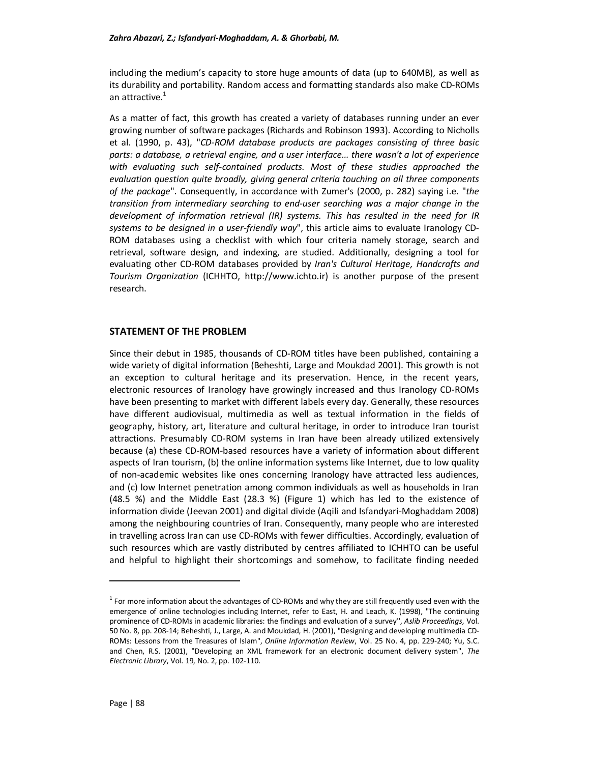including the medium's capacity to store huge amounts of data (up to 640MB), as well as its durability and portability. Random access and formatting standards also make CD-ROMs an attractive.[1]

As a matter of fact, this growth has created a variety of databases running under an ever growing number of software packages (Richards and Robinson 1993). According to Nicholls et al. (1990, p. 43), "*CD-ROM database products are packages consisting of three basic parts: a database, a retrieval engine, and a user interface… there wasn't a lot of experience with evaluating such self-contained products. Most of these studies approached the evaluation question quite broadly, giving general criteria touching on all three components of the package*". Consequently, in accordance with Zumer's (2000, p. 282) saying i.e. "*the transition from intermediary searching to end-user searching was a major change in the development of information retrieval (IR) systems. This has resulted in the need for IR systems to be designed in a user-friendly way*", this article aims to evaluate Iranology CD-ROM databases using a checklist with which four criteria namely storage, search and retrieval, software design, and indexing, are studied. Additionally, designing a tool for evaluating other CD-ROM databases provided by *Iran's Cultural Heritage, Handcrafts and Tourism Organization* (ICHHTO, http://www.ichto.ir) is another purpose of the present research.

## STATEMENT OF THE PROBLEM

Since their debut in 1985, thousands of CD-ROM titles have been published, containing a wide variety of digital information (Beheshti, Large and Moukdad 2001). This growth is not an exception to cultural heritage and its preservation. Hence, in the recent years, electronic resources of Iranology have growingly increased and thus Iranology CD-ROMs have been presenting to market with different labels every day. Generally, these resources have different audiovisual, multimedia as well as textual information in the fields of geography, history, art, literature and cultural heritage, in order to introduce Iran tourist attractions. Presumably CD-ROM systems in Iran have been already utilized extensively because (a) these CD-ROM-based resources have a variety of information about different aspects of Iran tourism, (b) the online information systems like Internet, due to low quality of non-academic websites like ones concerning Iranology have attracted less audiences, and (c) low Internet penetration among common individuals as well as households in Iran (48.5 %) and the Middle East (28.3 %) (Figure 1) which has led to the existence of information divide (Jeevan 2001) and digital divide (Aqili and Isfandyari-Moghaddam 2008) among the neighbouring countries of Iran. Consequently, many people who are interested in travelling across Iran can use CD-ROMs with fewer difficulties. Accordingly, evaluation of such resources which are vastly distributed by centres affiliated to ICHHTO can be useful and helpful to highlight their shortcomings and somehow, to facilitate finding needed

---

[1] For more information about the advantages of CD-ROMs and why they are still frequently used even with the emergence of online technologies including Internet, refer to East, H. and Leach, K. (1998), "The continuing prominence of CD-ROMs in academic libraries: the findings and evaluation of a survey'', *Aslib Proceedings*, Vol. 50 No. 8, pp. 208-14; Beheshti, J., Large, A. and Moukdad, H. (2001), "Designing and developing multimedia CD-ROMs: Lessons from the Treasures of Islam", *Online Information Review*, Vol. 25 No. 4, pp. 229-240; Yu, S.C. and Chen, R.S. (2001), "Developing an XML framework for an electronic document delivery system", *The Electronic Library*, Vol. 19, No. 2, pp. 102-110.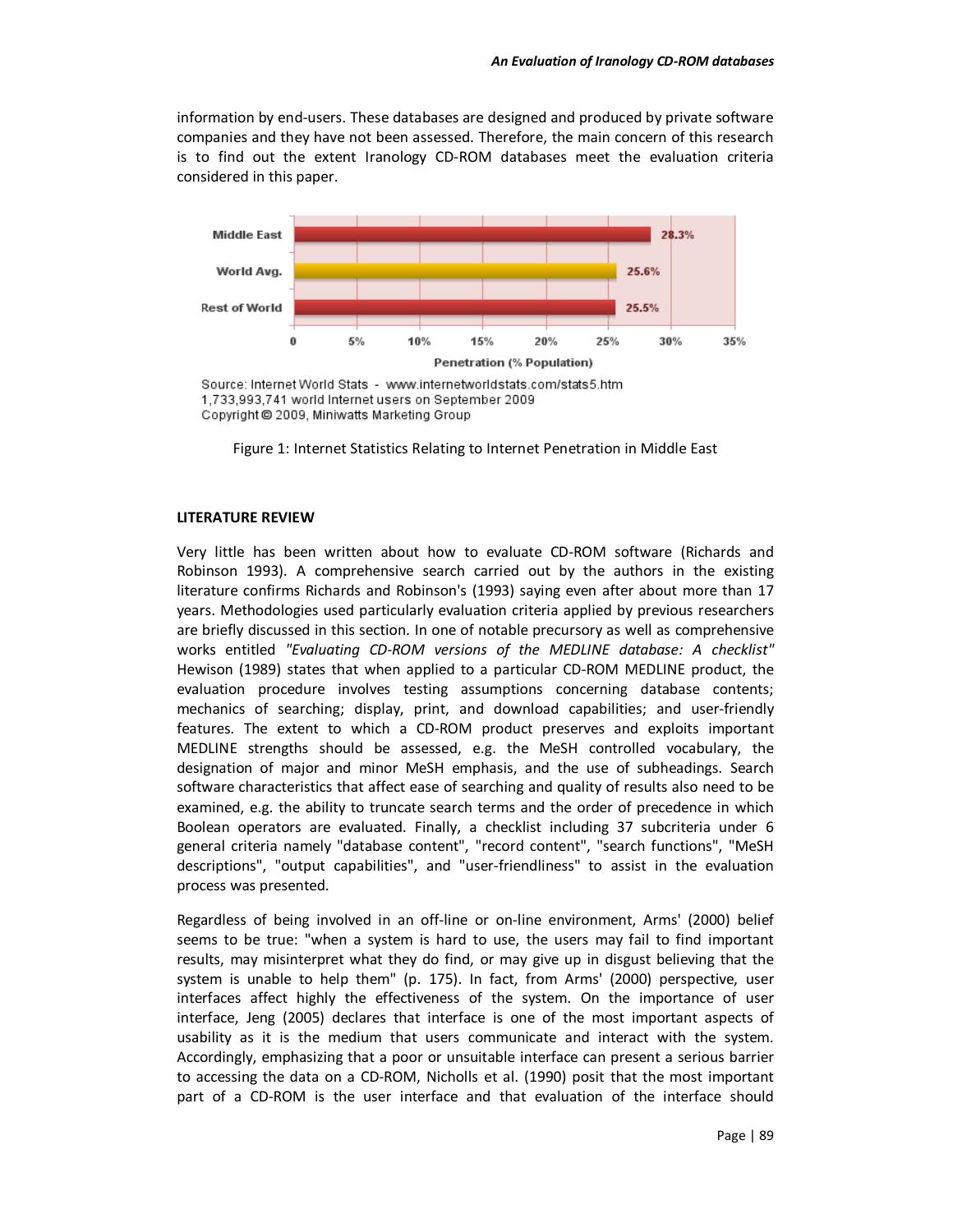information by end-users. These databases are designed and produced by private software companies and they have not been assessed. Therefore, the main concern of this research is to find out the extent Iranology CD-ROM databases meet the evaluation criteria considered in this paper.

Figure 1: Internet Statistics Relating to Internet Penetration in Middle East

## LITERATURE REVIEW

Very little has been written about how to evaluate CD-ROM software (Richards and Robinson 1993). A comprehensive search carried out by the authors in the existing literature confirms Richards and Robinson's (1993) saying even after about more than 17 years. Methodologies used particularly evaluation criteria applied by previous researchers are briefly discussed in this section. In one of notable precursory as well as comprehensive works entitled *"Evaluating CD-ROM versions of the MEDLINE database: A checklist"* Hewison (1989) states that when applied to a particular CD-ROM MEDLINE product, the evaluation procedure involves testing assumptions concerning database contents; mechanics of searching; display, print, and download capabilities; and user-friendly features. The extent to which a CD-ROM product preserves and exploits important MEDLINE strengths should be assessed, e.g. the MeSH controlled vocabulary, the designation of major and minor MeSH emphasis, and the use of subheadings. Search software characteristics that affect ease of searching and quality of results also need to be examined, e.g. the ability to truncate search terms and the order of precedence in which Boolean operators are evaluated. Finally, a checklist including 37 subcriteria under 6 general criteria namely "database content", "record content", "search functions", "MeSH descriptions", "output capabilities", and "user-friendliness" to assist in the evaluation process was presented.

Regardless of being involved in an off-line or on-line environment, Arms' (2000) belief seems to be true: "when a system is hard to use, the users may fail to find important results, may misinterpret what they do find, or may give up in disgust believing that the system is unable to help them" (p. 175). In fact, from Arms' (2000) perspective, user interfaces affect highly the effectiveness of the system. On the importance of user interface, Jeng (2005) declares that interface is one of the most important aspects of usability as it is the medium that users communicate and interact with the system. Accordingly, emphasizing that a poor or unsuitable interface can present a serious barrier to accessing the data on a CD-ROM, Nicholls et al. (1990) posit that the most important part of a CD-ROM is the user interface and that evaluation of the interface should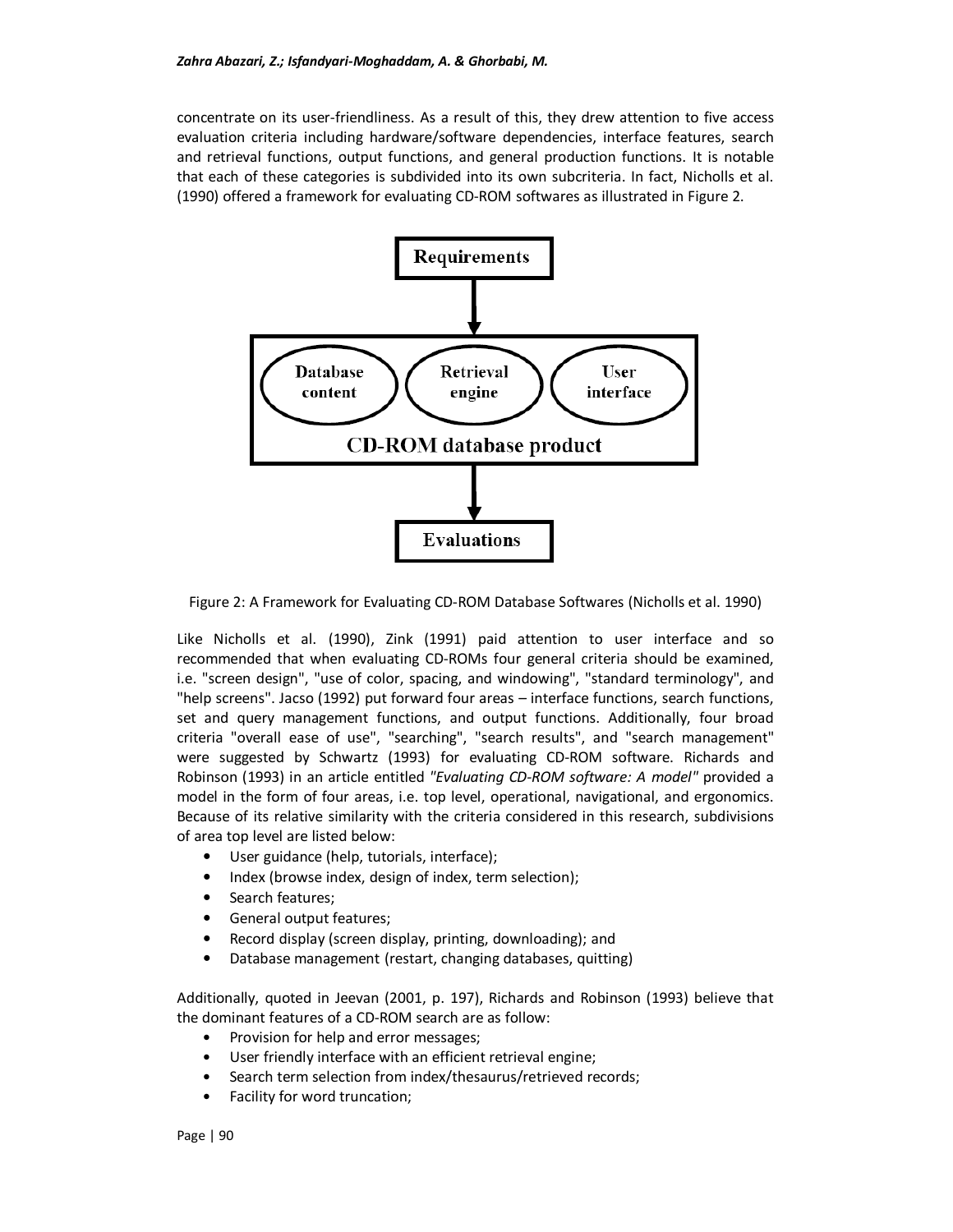concentrate on its user-friendliness. As a result of this, they drew attention to five access evaluation criteria including hardware/software dependencies, interface features, search and retrieval functions, output functions, and general production functions. It is notable that each of these categories is subdivided into its own subcriteria. In fact, Nicholls et al. (1990) offered a framework for evaluating CD-ROM softwares as illustrated in Figure 2.

Figure 2: A Framework for Evaluating CD-ROM Database Softwares (Nicholls et al. 1990)

Like Nicholls et al. (1990), Zink (1991) paid attention to user interface and so recommended that when evaluating CD-ROMs four general criteria should be examined, i.e. "screen design", "use of color, spacing, and windowing", "standard terminology", and "help screens". Jacso (1992) put forward four areas – interface functions, search functions, set and query management functions, and output functions. Additionally, four broad criteria "overall ease of use", "searching", "search results", and "search management" were suggested by Schwartz (1993) for evaluating CD-ROM software. Richards and Robinson (1993) in an article entitled *"Evaluating CD-ROM software: A model"* provided a model in the form of four areas, i.e. top level, operational, navigational, and ergonomics. Because of its relative similarity with the criteria considered in this research, subdivisions of area top level are listed below:

- User guidance (help, tutorials, interface);
- Index (browse index, design of index, term selection);
- Search features;
- General output features;
- Record display (screen display, printing, downloading); and
- Database management (restart, changing databases, quitting)

Additionally, quoted in Jeevan (2001, p. 197), Richards and Robinson (1993) believe that the dominant features of a CD-ROM search are as follow:

- Provision for help and error messages;
- User friendly interface with an efficient retrieval engine;
- Search term selection from index/thesaurus/retrieved records;
- Facility for word truncation;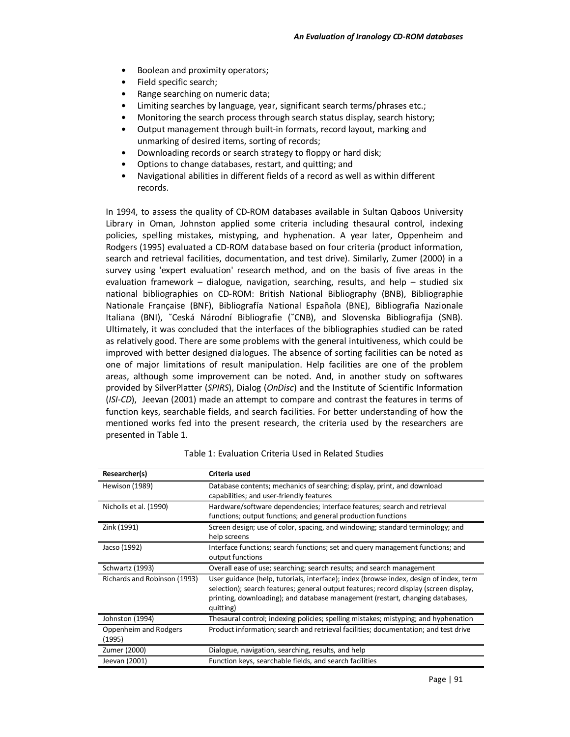- Boolean and proximity operators;
- Field specific search;
- Range searching on numeric data;
- Limiting searches by language, year, significant search terms/phrases etc.;
- Monitoring the search process through search status display, search history;
- Output management through built-in formats, record layout, marking and unmarking of desired items, sorting of records;
- Downloading records or search strategy to floppy or hard disk;
- Options to change databases, restart, and quitting; and
- Navigational abilities in different fields of a record as well as within different records.

In 1994, to assess the quality of CD-ROM databases available in Sultan Qaboos University Library in Oman, Johnston applied some criteria including thesaural control, indexing policies, spelling mistakes, mistyping, and hyphenation. A year later, Oppenheim and Rodgers (1995) evaluated a CD-ROM database based on four criteria (product information, search and retrieval facilities, documentation, and test drive). Similarly, Zumer (2000) in a survey using 'expert evaluation' research method, and on the basis of five areas in the evaluation framework – dialogue, navigation, searching, results, and help – studied six national bibliographies on CD-ROM: British National Bibliography (BNB), Bibliographie Nationale Française (BNF), Bibliografía National Española (BNE), Bibliografia Nazionale Italiana (BNI), ˇCeská Národní Bibliografie (ˇCNB), and Slovenska Bibliografija (SNB). Ultimately, it was concluded that the interfaces of the bibliographies studied can be rated as relatively good. There are some problems with the general intuitiveness, which could be improved with better designed dialogues. The absence of sorting facilities can be noted as one of major limitations of result manipulation. Help facilities are one of the problem areas, although some improvement can be noted. And, in another study on softwares provided by SilverPlatter (*SPIRS*), Dialog (*OnDisc*) and the Institute of Scientific Information (*ISI-CD*), Jeevan (2001) made an attempt to compare and contrast the features in terms of function keys, searchable fields, and search facilities. For better understanding of how the mentioned works fed into the present research, the criteria used by the researchers are presented in Table 1.

Table 1: Evaluation Criteria Used in Related Studies

| Researcher(s) | Criteria used |
|---|---|
| Hewison (1989) | Database contents; mechanics of searching; display, print, and download capabilities; and user-friendly features |
| Nicholls et al. (1990) | Hardware/software dependencies; interface features; search and retrieval functions; output functions; and general production functions |
| Zink (1991) | Screen design; use of color, spacing, and windowing; standard terminology; and help screens |
| Jacso (1992) | Interface functions; search functions; set and query management functions; and output functions |
| Schwartz (1993) | Overall ease of use; searching; search results; and search management |
| Richards and Robinson (1993) | User guidance (help, tutorials, interface); index (browse index, design of index, term selection); search features; general output features; record display (screen display, printing, downloading); and database management (restart, changing databases, quitting) |
| Johnston (1994) | Thesaural control; indexing policies; spelling mistakes; mistyping; and hyphenation |
| Oppenheim and Rodgers (1995) | Product information; search and retrieval facilities; documentation; and test drive |
| Zumer (2000) | Dialogue, navigation, searching, results, and help |
| Jeevan (2001) | Function keys, searchable fields, and search facilities |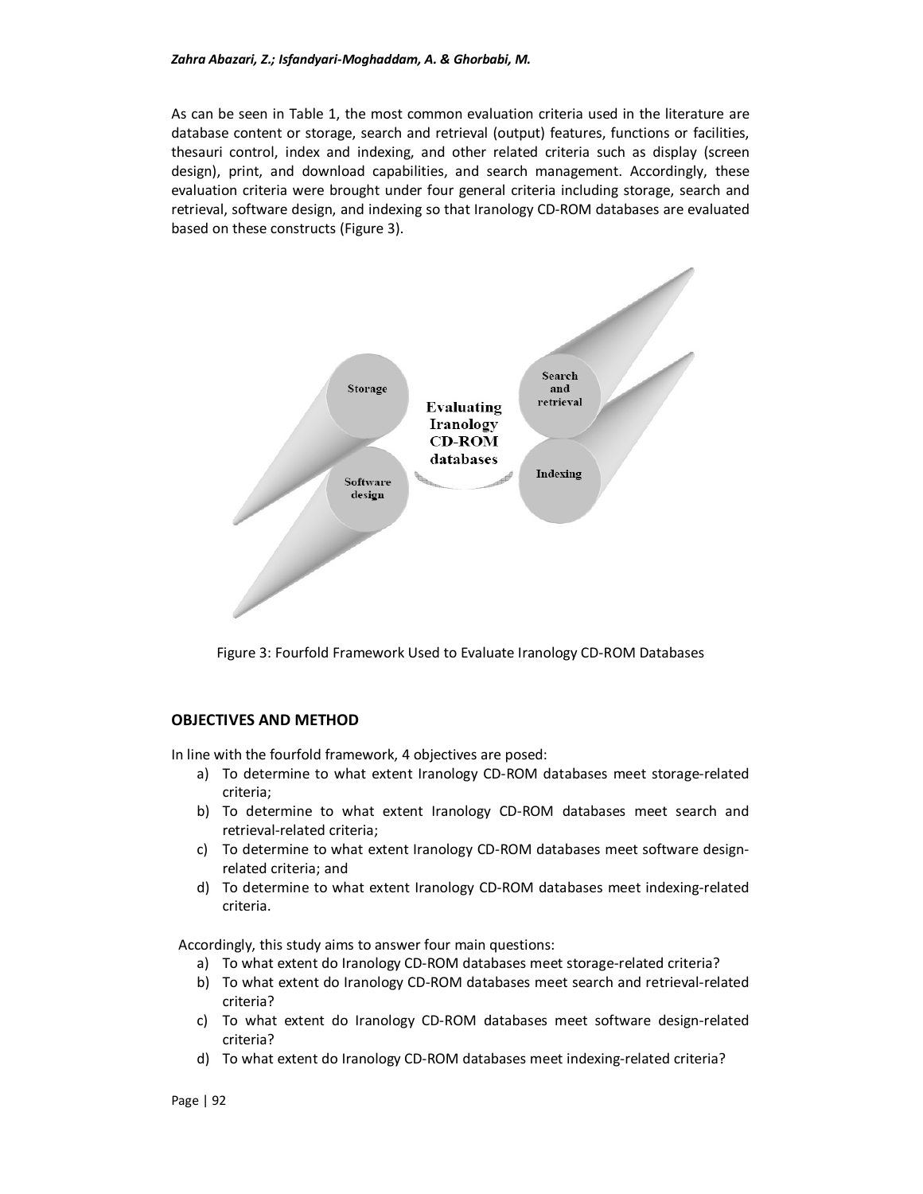As can be seen in Table 1, the most common evaluation criteria used in the literature are database content or storage, search and retrieval (output) features, functions or facilities, thesauri control, index and indexing, and other related criteria such as display (screen design), print, and download capabilities, and search management. Accordingly, these evaluation criteria were brought under four general criteria including storage, search and retrieval, software design, and indexing so that Iranology CD-ROM databases are evaluated based on these constructs (Figure 3).

Figure 3: Fourfold Framework Used to Evaluate Iranology CD-ROM Databases

## OBJECTIVES AND METHOD

In line with the fourfold framework, 4 objectives are posed:

a) To determine to what extent Iranology CD-ROM databases meet storage-related criteria;
b) To determine to what extent Iranology CD-ROM databases meet search and retrieval-related criteria;
c) To determine to what extent Iranology CD-ROM databases meet software design-related criteria; and
d) To determine to what extent Iranology CD-ROM databases meet indexing-related criteria.

Accordingly, this study aims to answer four main questions:

a) To what extent do Iranology CD-ROM databases meet storage-related criteria?
b) To what extent do Iranology CD-ROM databases meet search and retrieval-related criteria?
c) To what extent do Iranology CD-ROM databases meet software design-related criteria?
d) To what extent do Iranology CD-ROM databases meet indexing-related criteria?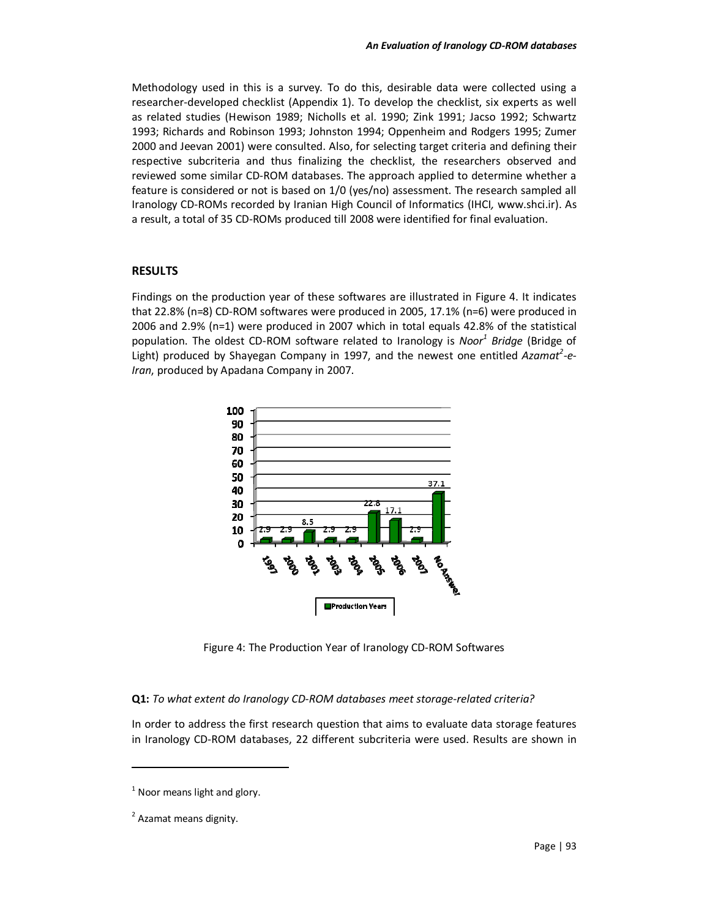Methodology used in this is a survey. To do this, desirable data were collected using a researcher-developed checklist (Appendix 1). To develop the checklist, six experts as well as related studies (Hewison 1989; Nicholls et al. 1990; Zink 1991; Jacso 1992; Schwartz 1993; Richards and Robinson 1993; Johnston 1994; Oppenheim and Rodgers 1995; Zumer 2000 and Jeevan 2001) were consulted. Also, for selecting target criteria and defining their respective subcriteria and thus finalizing the checklist, the researchers observed and reviewed some similar CD-ROM databases. The approach applied to determine whether a feature is considered or not is based on 1/0 (yes/no) assessment. The research sampled all Iranology CD-ROMs recorded by Iranian High Council of Informatics (IHCI, www.shci.ir). As a result, a total of 35 CD-ROMs produced till 2008 were identified for final evaluation.

## RESULTS

Findings on the production year of these softwares are illustrated in Figure 4. It indicates that 22.8% (n=8) CD-ROM softwares were produced in 2005, 17.1% (n=6) were produced in 2006 and 2.9% (n=1) were produced in 2007 which in total equals 42.8% of the statistical population. The oldest CD-ROM software related to Iranology is *Noor*[1] *Bridge* (Bridge of Light) produced by Shayegan Company in 1997, and the newest one entitled *Azamat*[2]*-e-Iran*, produced by Apadana Company in 2007.

| Production Years | 1997 | 2000 | 2001 | 2003 | 2004 | 2005 | 2006 | 2007 | No Answer |
|---|---|---|---|---|---|---|---|---|---|
| % | 2.9 | 2.9 | 8.5 | 2.9 | 2.9 | 22.8 | 17.1 | 2.9 | 37.1 |

Figure 4: The Production Year of Iranology CD-ROM Softwares

**Q1:** *To what extent do Iranology CD-ROM databases meet storage-related criteria?*

In order to address the first research question that aims to evaluate data storage features in Iranology CD-ROM databases, 22 different subcriteria were used. Results are shown in

[1] Noor means light and glory.

[2] Azamat means dignity.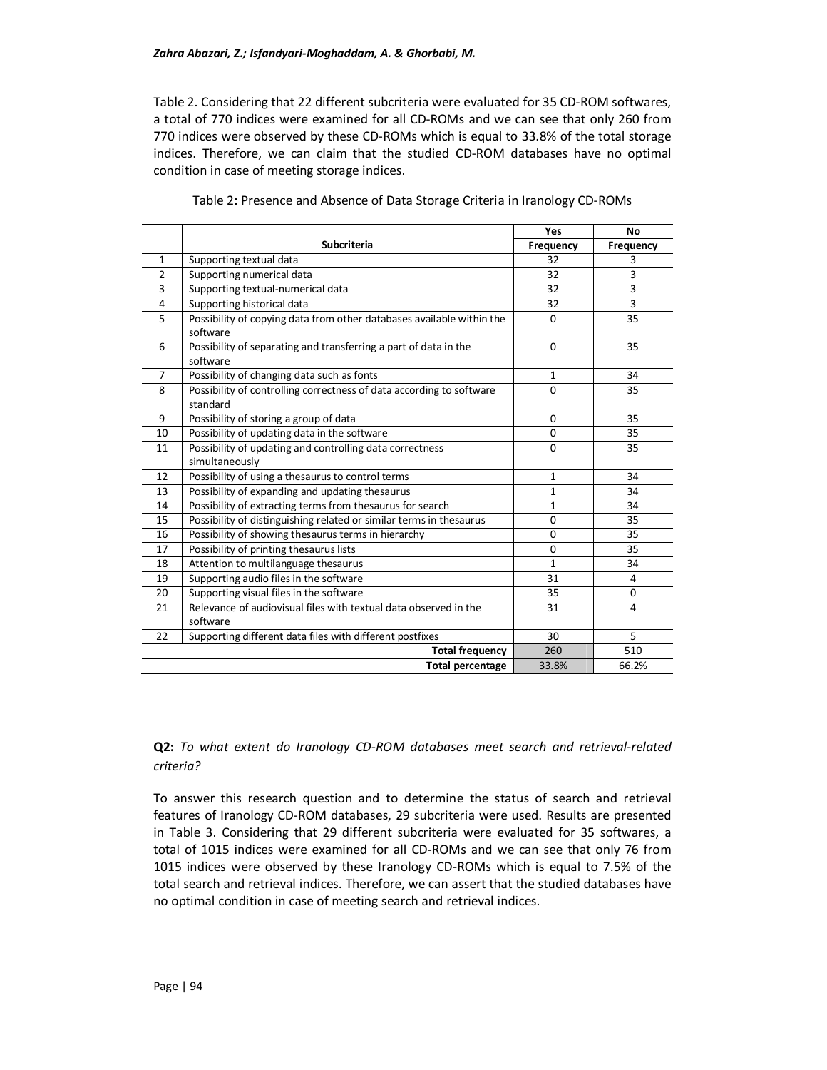Table 2. Considering that 22 different subcriteria were evaluated for 35 CD-ROM softwares, a total of 770 indices were examined for all CD-ROMs and we can see that only 260 from 770 indices were observed by these CD-ROMs which is equal to 33.8% of the total storage indices. Therefore, we can claim that the studied CD-ROM databases have no optimal condition in case of meeting storage indices.

Table 2**:** Presence and Absence of Data Storage Criteria in Iranology CD-ROMs

| | Subcriteria | Yes Frequency | No Frequency |
|---|---|---|---|
| 1 | Supporting textual data | 32 | 3 |
| 2 | Supporting numerical data | 32 | 3 |
| 3 | Supporting textual-numerical data | 32 | 3 |
| 4 | Supporting historical data | 32 | 3 |
| 5 | Possibility of copying data from other databases available within the software | 0 | 35 |
| 6 | Possibility of separating and transferring a part of data in the software | 0 | 35 |
| 7 | Possibility of changing data such as fonts | 1 | 34 |
| 8 | Possibility of controlling correctness of data according to software standard | 0 | 35 |
| 9 | Possibility of storing a group of data | 0 | 35 |
| 10 | Possibility of updating data in the software | 0 | 35 |
| 11 | Possibility of updating and controlling data correctness simultaneously | 0 | 35 |
| 12 | Possibility of using a thesaurus to control terms | 1 | 34 |
| 13 | Possibility of expanding and updating thesaurus | 1 | 34 |
| 14 | Possibility of extracting terms from thesaurus for search | 1 | 34 |
| 15 | Possibility of distinguishing related or similar terms in thesaurus | 0 | 35 |
| 16 | Possibility of showing thesaurus terms in hierarchy | 0 | 35 |
| 17 | Possibility of printing thesaurus lists | 0 | 35 |
| 18 | Attention to multilanguage thesaurus | 1 | 34 |
| 19 | Supporting audio files in the software | 31 | 4 |
| 20 | Supporting visual files in the software | 35 | 0 |
| 21 | Relevance of audiovisual files with textual data observed in the software | 31 | 4 |
| 22 | Supporting different data files with different postfixes | 30 | 5 |
| | **Total frequency** | 260 | 510 |
| | **Total percentage** | 33.8% | 66.2% |

**Q2:** *To what extent do Iranology CD-ROM databases meet search and retrieval-related criteria?*

To answer this research question and to determine the status of search and retrieval features of Iranology CD-ROM databases, 29 subcriteria were used. Results are presented in Table 3. Considering that 29 different subcriteria were evaluated for 35 softwares, a total of 1015 indices were examined for all CD-ROMs and we can see that only 76 from 1015 indices were observed by these Iranology CD-ROMs which is equal to 7.5% of the total search and retrieval indices. Therefore, we can assert that the studied databases have no optimal condition in case of meeting search and retrieval indices.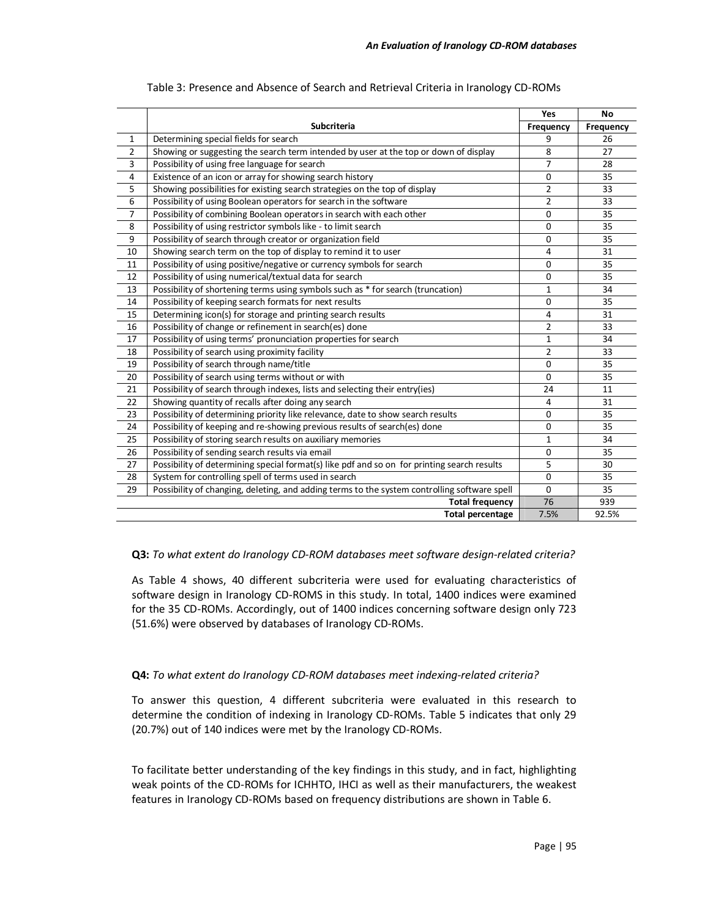Table 3: Presence and Absence of Search and Retrieval Criteria in Iranology CD-ROMs

| | Subcriteria | Yes<br>Frequency | No<br>Frequency |
|---|---|---|---|
| 1 | Determining special fields for search | 9 | 26 |
| 2 | Showing or suggesting the search term intended by user at the top or down of display | 8 | 27 |
| 3 | Possibility of using free language for search | 7 | 28 |
| 4 | Existence of an icon or array for showing search history | 0 | 35 |
| 5 | Showing possibilities for existing search strategies on the top of display | 2 | 33 |
| 6 | Possibility of using Boolean operators for search in the software | 2 | 33 |
| 7 | Possibility of combining Boolean operators in search with each other | 0 | 35 |
| 8 | Possibility of using restrictor symbols like - to limit search | 0 | 35 |
| 9 | Possibility of search through creator or organization field | 0 | 35 |
| 10 | Showing search term on the top of display to remind it to user | 4 | 31 |
| 11 | Possibility of using positive/negative or currency symbols for search | 0 | 35 |
| 12 | Possibility of using numerical/textual data for search | 0 | 35 |
| 13 | Possibility of shortening terms using symbols such as * for search (truncation) | 1 | 34 |
| 14 | Possibility of keeping search formats for next results | 0 | 35 |
| 15 | Determining icon(s) for storage and printing search results | 4 | 31 |
| 16 | Possibility of change or refinement in search(es) done | 2 | 33 |
| 17 | Possibility of using terms' pronunciation properties for search | 1 | 34 |
| 18 | Possibility of search using proximity facility | 2 | 33 |
| 19 | Possibility of search through name/title | 0 | 35 |
| 20 | Possibility of search using terms without or with | 0 | 35 |
| 21 | Possibility of search through indexes, lists and selecting their entry(ies) | 24 | 11 |
| 22 | Showing quantity of recalls after doing any search | 4 | 31 |
| 23 | Possibility of determining priority like relevance, date to show search results | 0 | 35 |
| 24 | Possibility of keeping and re-showing previous results of search(es) done | 0 | 35 |
| 25 | Possibility of storing search results on auxiliary memories | 1 | 34 |
| 26 | Possibility of sending search results via email | 0 | 35 |
| 27 | Possibility of determining special format(s) like pdf and so on for printing search results | 5 | 30 |
| 28 | System for controlling spell of terms used in search | 0 | 35 |
| 29 | Possibility of changing, deleting, and adding terms to the system controlling software spell | 0 | 35 |
| | **Total frequency** | 76 | 939 |
| | **Total percentage** | 7.5% | 92.5% |

**Q3:** *To what extent do Iranology CD-ROM databases meet software design-related criteria?*

As Table 4 shows, 40 different subcriteria were used for evaluating characteristics of software design in Iranology CD-ROMS in this study. In total, 1400 indices were examined for the 35 CD-ROMs. Accordingly, out of 1400 indices concerning software design only 723 (51.6%) were observed by databases of Iranology CD-ROMs.

**Q4:** *To what extent do Iranology CD-ROM databases meet indexing-related criteria?*

To answer this question, 4 different subcriteria were evaluated in this research to determine the condition of indexing in Iranology CD-ROMs. Table 5 indicates that only 29 (20.7%) out of 140 indices were met by the Iranology CD-ROMs.

To facilitate better understanding of the key findings in this study, and in fact, highlighting weak points of the CD-ROMs for ICHHTO, IHCI as well as their manufacturers, the weakest features in Iranology CD-ROMs based on frequency distributions are shown in Table 6.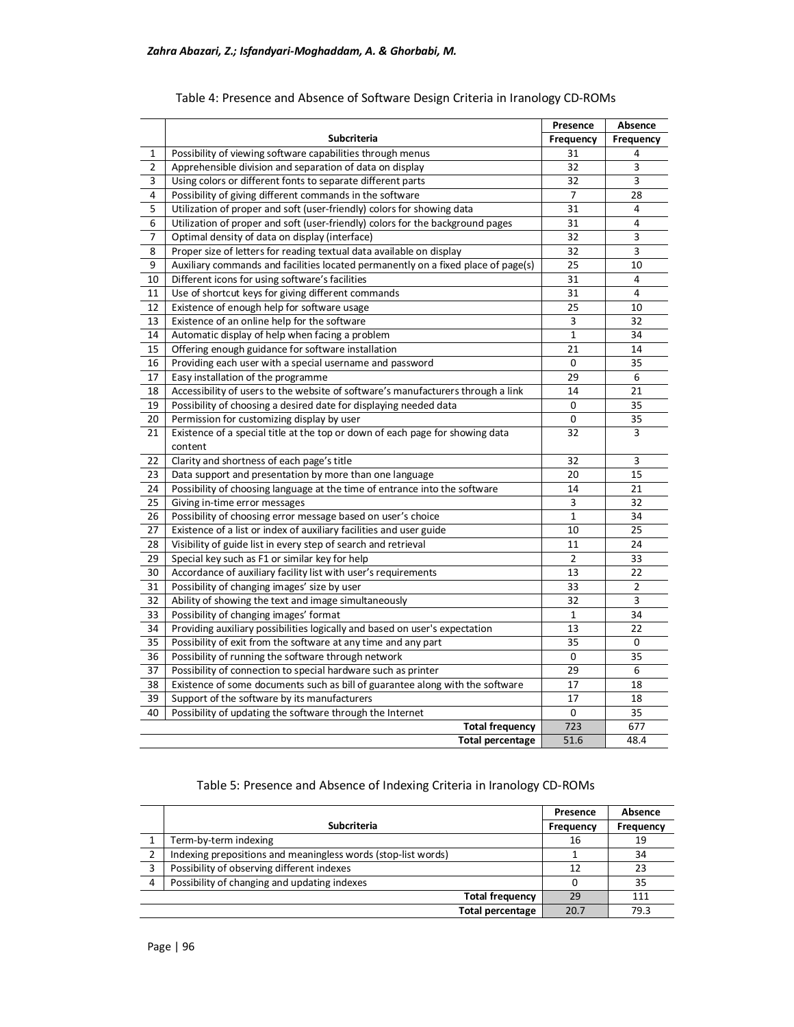Table 4: Presence and Absence of Software Design Criteria in Iranology CD-ROMs

| | Subcriteria | Presence Frequency | Absence Frequency |
|---|---|---|---|
| 1 | Possibility of viewing software capabilities through menus | 31 | 4 |
| 2 | Apprehensible division and separation of data on display | 32 | 3 |
| 3 | Using colors or different fonts to separate different parts | 32 | 3 |
| 4 | Possibility of giving different commands in the software | 7 | 28 |
| 5 | Utilization of proper and soft (user-friendly) colors for showing data | 31 | 4 |
| 6 | Utilization of proper and soft (user-friendly) colors for the background pages | 31 | 4 |
| 7 | Optimal density of data on display (interface) | 32 | 3 |
| 8 | Proper size of letters for reading textual data available on display | 32 | 3 |
| 9 | Auxiliary commands and facilities located permanently on a fixed place of page(s) | 25 | 10 |
| 10 | Different icons for using software's facilities | 31 | 4 |
| 11 | Use of shortcut keys for giving different commands | 31 | 4 |
| 12 | Existence of enough help for software usage | 25 | 10 |
| 13 | Existence of an online help for the software | 3 | 32 |
| 14 | Automatic display of help when facing a problem | 1 | 34 |
| 15 | Offering enough guidance for software installation | 21 | 14 |
| 16 | Providing each user with a special username and password | 0 | 35 |
| 17 | Easy installation of the programme | 29 | 6 |
| 18 | Accessibility of users to the website of software's manufacturers through a link | 14 | 21 |
| 19 | Possibility of choosing a desired date for displaying needed data | 0 | 35 |
| 20 | Permission for customizing display by user | 0 | 35 |
| 21 | Existence of a special title at the top or down of each page for showing data content | 32 | 3 |
| 22 | Clarity and shortness of each page's title | 32 | 3 |
| 23 | Data support and presentation by more than one language | 20 | 15 |
| 24 | Possibility of choosing language at the time of entrance into the software | 14 | 21 |
| 25 | Giving in-time error messages | 3 | 32 |
| 26 | Possibility of choosing error message based on user's choice | 1 | 34 |
| 27 | Existence of a list or index of auxiliary facilities and user guide | 10 | 25 |
| 28 | Visibility of guide list in every step of search and retrieval | 11 | 24 |
| 29 | Special key such as F1 or similar key for help | 2 | 33 |
| 30 | Accordance of auxiliary facility list with user's requirements | 13 | 22 |
| 31 | Possibility of changing images' size by user | 33 | 2 |
| 32 | Ability of showing the text and image simultaneously | 32 | 3 |
| 33 | Possibility of changing images' format | 1 | 34 |
| 34 | Providing auxiliary possibilities logically and based on user's expectation | 13 | 22 |
| 35 | Possibility of exit from the software at any time and any part | 35 | 0 |
| 36 | Possibility of running the software through network | 0 | 35 |
| 37 | Possibility of connection to special hardware such as printer | 29 | 6 |
| 38 | Existence of some documents such as bill of guarantee along with the software | 17 | 18 |
| 39 | Support of the software by its manufacturers | 17 | 18 |
| 40 | Possibility of updating the software through the Internet | 0 | 35 |
| | **Total frequency** | 723 | 677 |
| | **Total percentage** | 51.6 | 48.4 |

Table 5: Presence and Absence of Indexing Criteria in Iranology CD-ROMs

| | Subcriteria | Presence Frequency | Absence Frequency |
|---|---|---|---|
| 1 | Term-by-term indexing | 16 | 19 |
| 2 | Indexing prepositions and meaningless words (stop-list words) | 1 | 34 |
| 3 | Possibility of observing different indexes | 12 | 23 |
| 4 | Possibility of changing and updating indexes | 0 | 35 |
| | **Total frequency** | 29 | 111 |
| | **Total percentage** | 20.7 | 79.3 |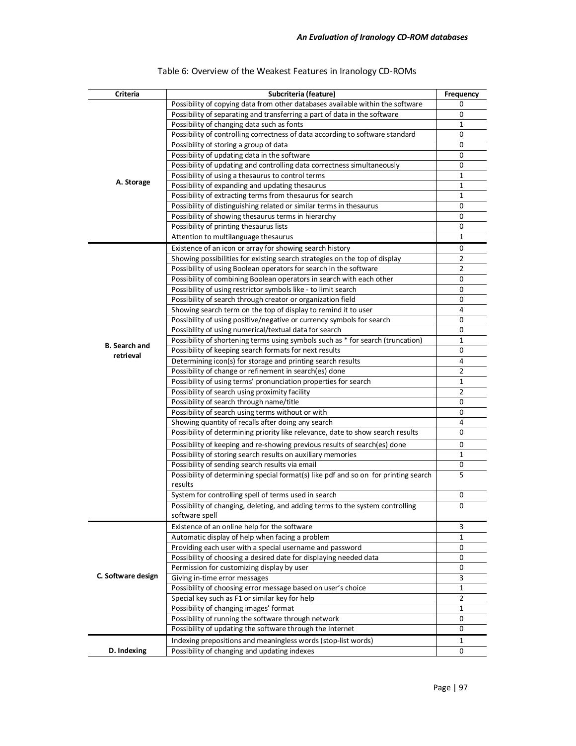Table 6: Overview of the Weakest Features in Iranology CD-ROMs

| Criteria | Subcriteria (feature) | Frequency |
|---|---|---|
| A. Storage | Possibility of copying data from other databases available within the software | 0 |
| | Possibility of separating and transferring a part of data in the software | 0 |
| | Possibility of changing data such as fonts | 1 |
| | Possibility of controlling correctness of data according to software standard | 0 |
| | Possibility of storing a group of data | 0 |
| | Possibility of updating data in the software | 0 |
| | Possibility of updating and controlling data correctness simultaneously | 0 |
| | Possibility of using a thesaurus to control terms | 1 |
| | Possibility of expanding and updating thesaurus | 1 |
| | Possibility of extracting terms from thesaurus for search | 1 |
| | Possibility of distinguishing related or similar terms in thesaurus | 0 |
| | Possibility of showing thesaurus terms in hierarchy | 0 |
| | Possibility of printing thesaurus lists | 0 |
| | Attention to multilanguage thesaurus | 1 |
| B. Search and retrieval | Existence of an icon or array for showing search history | 0 |
| | Showing possibilities for existing search strategies on the top of display | 2 |
| | Possibility of using Boolean operators for search in the software | 2 |
| | Possibility of combining Boolean operators in search with each other | 0 |
| | Possibility of using restrictor symbols like - to limit search | 0 |
| | Possibility of search through creator or organization field | 0 |
| | Showing search term on the top of display to remind it to user | 4 |
| | Possibility of using positive/negative or currency symbols for search | 0 |
| | Possibility of using numerical/textual data for search | 0 |
| | Possibility of shortening terms using symbols such as * for search (truncation) | 1 |
| | Possibility of keeping search formats for next results | 0 |
| | Determining icon(s) for storage and printing search results | 4 |
| | Possibility of change or refinement in search(es) done | 2 |
| | Possibility of using terms' pronunciation properties for search | 1 |
| | Possibility of search using proximity facility | 2 |
| | Possibility of search through name/title | 0 |
| | Possibility of search using terms without or with | 0 |
| | Showing quantity of recalls after doing any search | 4 |
| | Possibility of determining priority like relevance, date to show search results | 0 |
| | Possibility of keeping and re-showing previous results of search(es) done | 0 |
| | Possibility of storing search results on auxiliary memories | 1 |
| | Possibility of sending search results via email | 0 |
| | Possibility of determining special format(s) like pdf and so on for printing search results | 5 |
| | System for controlling spell of terms used in search | 0 |
| | Possibility of changing, deleting, and adding terms to the system controlling software spell | 0 |
| C. Software design | Existence of an online help for the software | 3 |
| | Automatic display of help when facing a problem | 1 |
| | Providing each user with a special username and password | 0 |
| | Possibility of choosing a desired date for displaying needed data | 0 |
| | Permission for customizing display by user | 0 |
| | Giving in-time error messages | 3 |
| | Possibility of choosing error message based on user's choice | 1 |
| | Special key such as F1 or similar key for help | 2 |
| | Possibility of changing images' format | 1 |
| | Possibility of running the software through network | 0 |
| | Possibility of updating the software through the Internet | 0 |
| D. Indexing | Indexing prepositions and meaningless words (stop-list words) | 1 |
| | Possibility of changing and updating indexes | 0 |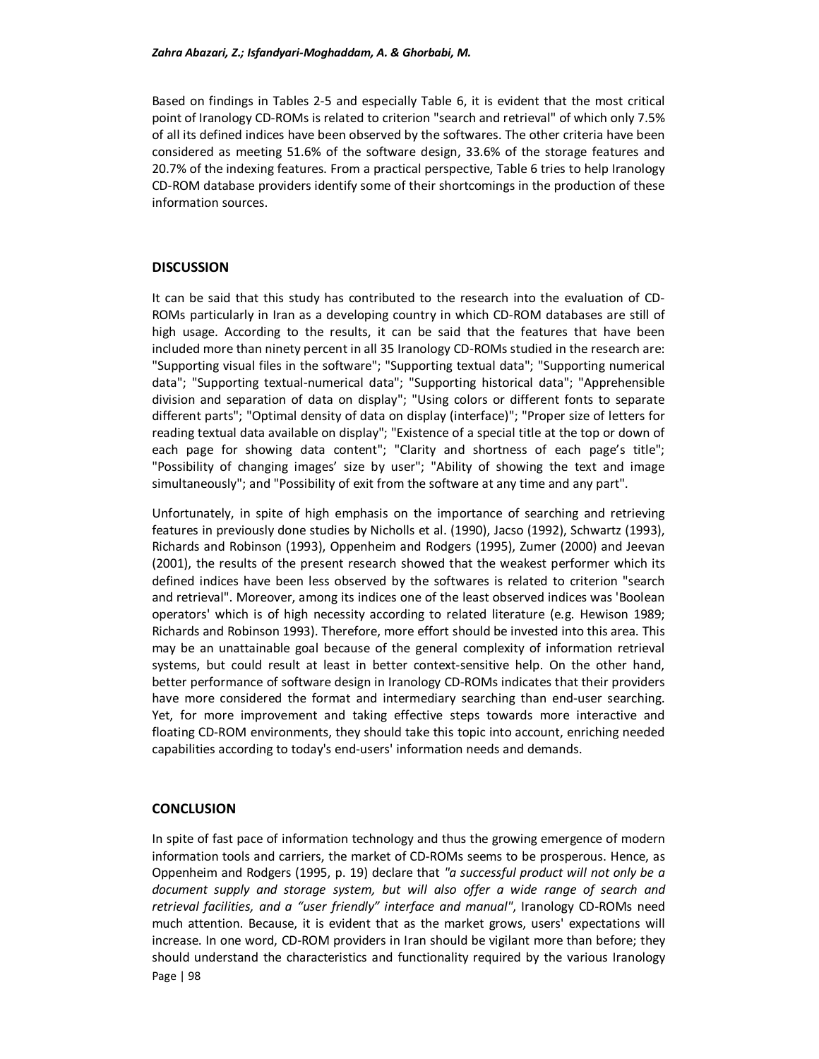Based on findings in Tables 2-5 and especially Table 6, it is evident that the most critical point of Iranology CD-ROMs is related to criterion "search and retrieval" of which only 7.5% of all its defined indices have been observed by the softwares. The other criteria have been considered as meeting 51.6% of the software design, 33.6% of the storage features and 20.7% of the indexing features. From a practical perspective, Table 6 tries to help Iranology CD-ROM database providers identify some of their shortcomings in the production of these information sources.

## DISCUSSION

It can be said that this study has contributed to the research into the evaluation of CD-ROMs particularly in Iran as a developing country in which CD-ROM databases are still of high usage. According to the results, it can be said that the features that have been included more than ninety percent in all 35 Iranology CD-ROMs studied in the research are: "Supporting visual files in the software"; "Supporting textual data"; "Supporting numerical data"; "Supporting textual-numerical data"; "Supporting historical data"; "Apprehensible division and separation of data on display"; "Using colors or different fonts to separate different parts"; "Optimal density of data on display (interface)"; "Proper size of letters for reading textual data available on display"; "Existence of a special title at the top or down of each page for showing data content"; "Clarity and shortness of each page's title"; "Possibility of changing images' size by user"; "Ability of showing the text and image simultaneously"; and "Possibility of exit from the software at any time and any part".

Unfortunately, in spite of high emphasis on the importance of searching and retrieving features in previously done studies by Nicholls et al. (1990), Jacso (1992), Schwartz (1993), Richards and Robinson (1993), Oppenheim and Rodgers (1995), Zumer (2000) and Jeevan (2001), the results of the present research showed that the weakest performer which its defined indices have been less observed by the softwares is related to criterion "search and retrieval". Moreover, among its indices one of the least observed indices was 'Boolean operators' which is of high necessity according to related literature (e.g. Hewison 1989; Richards and Robinson 1993). Therefore, more effort should be invested into this area. This may be an unattainable goal because of the general complexity of information retrieval systems, but could result at least in better context-sensitive help. On the other hand, better performance of software design in Iranology CD-ROMs indicates that their providers have more considered the format and intermediary searching than end-user searching. Yet, for more improvement and taking effective steps towards more interactive and floating CD-ROM environments, they should take this topic into account, enriching needed capabilities according to today's end-users' information needs and demands.

## CONCLUSION

In spite of fast pace of information technology and thus the growing emergence of modern information tools and carriers, the market of CD-ROMs seems to be prosperous. Hence, as Oppenheim and Rodgers (1995, p. 19) declare that *"a successful product will not only be a document supply and storage system, but will also offer a wide range of search and retrieval facilities, and a "user friendly" interface and manual"*, Iranology CD-ROMs need much attention. Because, it is evident that as the market grows, users' expectations will increase. In one word, CD-ROM providers in Iran should be vigilant more than before; they should understand the characteristics and functionality required by the various Iranology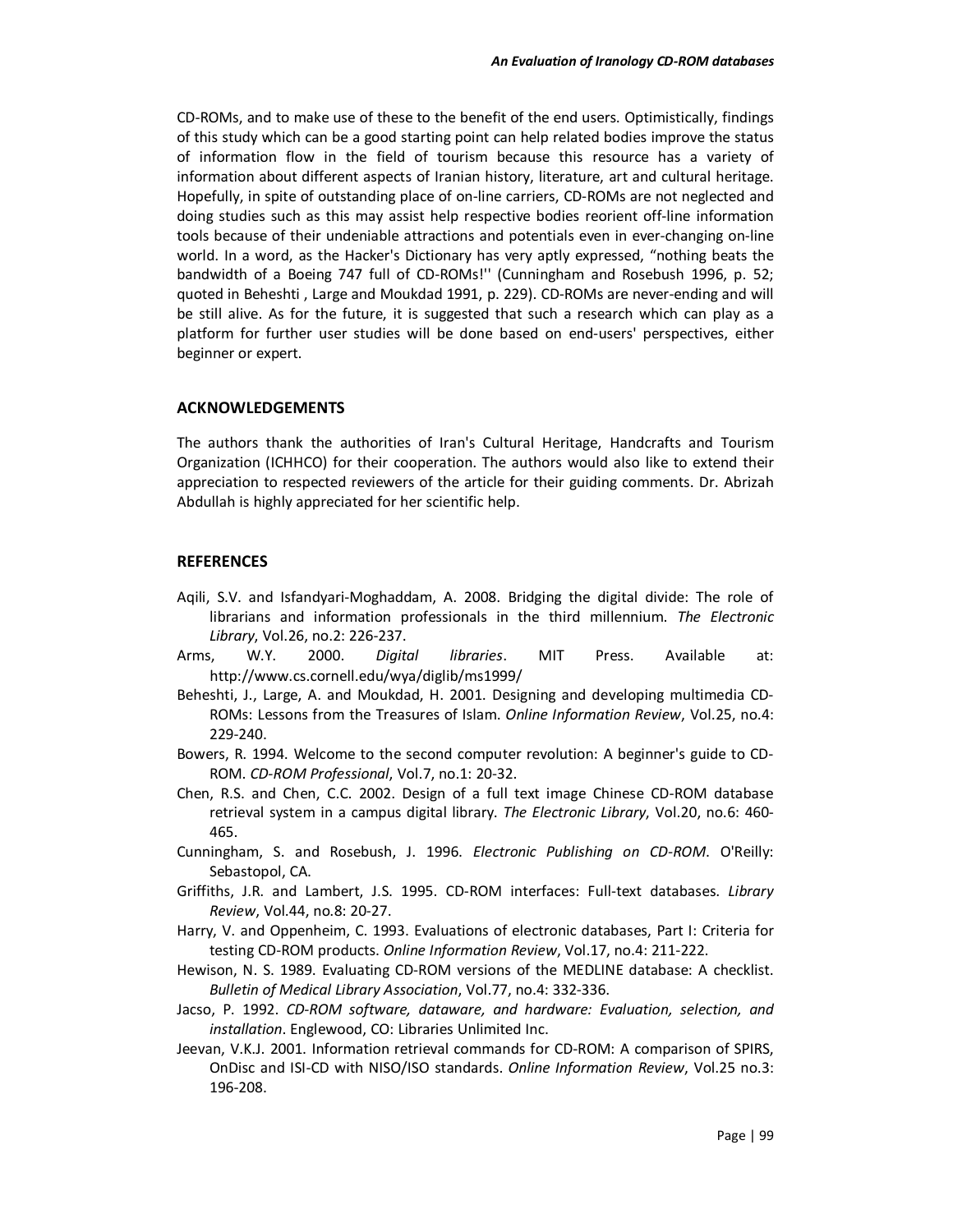CD-ROMs, and to make use of these to the benefit of the end users. Optimistically, findings of this study which can be a good starting point can help related bodies improve the status of information flow in the field of tourism because this resource has a variety of information about different aspects of Iranian history, literature, art and cultural heritage. Hopefully, in spite of outstanding place of on-line carriers, CD-ROMs are not neglected and doing studies such as this may assist help respective bodies reorient off-line information tools because of their undeniable attractions and potentials even in ever-changing on-line world. In a word, as the Hacker's Dictionary has very aptly expressed, "nothing beats the bandwidth of a Boeing 747 full of CD-ROMs!'' (Cunningham and Rosebush 1996, p. 52; quoted in Beheshti , Large and Moukdad 1991, p. 229). CD-ROMs are never-ending and will be still alive. As for the future, it is suggested that such a research which can play as a platform for further user studies will be done based on end-users' perspectives, either beginner or expert.

## ACKNOWLEDGEMENTS

The authors thank the authorities of Iran's Cultural Heritage, Handcrafts and Tourism Organization (ICHHCO) for their cooperation. The authors would also like to extend their appreciation to respected reviewers of the article for their guiding comments. Dr. Abrizah Abdullah is highly appreciated for her scientific help.

## REFERENCES

Aqili, S.V. and Isfandyari-Moghaddam, A. 2008. Bridging the digital divide: The role of librarians and information professionals in the third millennium. *The Electronic Library*, Vol.26, no.2: 226-237.

Arms, W.Y. 2000. *Digital libraries*. MIT Press. Available at: http://www.cs.cornell.edu/wya/diglib/ms1999/

Beheshti, J., Large, A. and Moukdad, H. 2001. Designing and developing multimedia CD-ROMs: Lessons from the Treasures of Islam. *Online Information Review*, Vol.25, no.4: 229-240.

Bowers, R. 1994. Welcome to the second computer revolution: A beginner's guide to CD-ROM. *CD-ROM Professional*, Vol.7, no.1: 20-32.

Chen, R.S. and Chen, C.C. 2002. Design of a full text image Chinese CD-ROM database retrieval system in a campus digital library. *The Electronic Library*, Vol.20, no.6: 460-465.

Cunningham, S. and Rosebush, J. 1996. *Electronic Publishing on CD-ROM*. O'Reilly: Sebastopol, CA.

Griffiths, J.R. and Lambert, J.S. 1995. CD-ROM interfaces: Full-text databases. *Library Review*, Vol.44, no.8: 20-27.

Harry, V. and Oppenheim, C. 1993. Evaluations of electronic databases, Part I: Criteria for testing CD-ROM products. *Online Information Review*, Vol.17, no.4: 211-222.

Hewison, N. S. 1989. Evaluating CD-ROM versions of the MEDLINE database: A checklist. *Bulletin of Medical Library Association*, Vol.77, no.4: 332-336.

Jacso, P. 1992. *CD-ROM software, dataware, and hardware: Evaluation, selection, and installation*. Englewood, CO: Libraries Unlimited Inc.

Jeevan, V.K.J. 2001. Information retrieval commands for CD-ROM: A comparison of SPIRS, OnDisc and ISI-CD with NISO/ISO standards. *Online Information Review*, Vol.25 no.3: 196-208.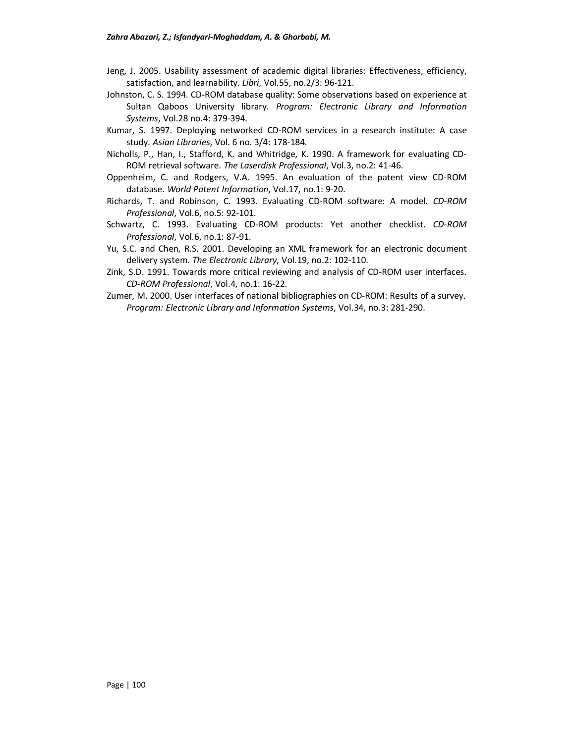Jeng, J. 2005. Usability assessment of academic digital libraries: Effectiveness, efficiency, satisfaction, and learnability. *Libri*, Vol.55, no.2/3: 96-121.

Johnston, C. S. 1994. CD-ROM database quality: Some observations based on experience at Sultan Qaboos University library. *Program: Electronic Library and Information Systems*, Vol.28 no.4: 379-394.

Kumar, S. 1997. Deploying networked CD-ROM services in a research institute: A case study. *Asian Libraries*, Vol. 6 no. 3/4: 178-184.

Nicholls, P., Han, I., Stafford, K. and Whitridge, K. 1990. A framework for evaluating CD-ROM retrieval software. *The Laserdisk Professional*, Vol.3, no.2: 41-46.

Oppenheim, C. and Rodgers, V.A. 1995. An evaluation of the patent view CD-ROM database. *World Patent Information*, Vol.17, no.1: 9-20.

Richards, T. and Robinson, C. 1993. Evaluating CD-ROM software: A model. *CD-ROM Professional*, Vol.6, no.5: 92-101.

Schwartz, C. 1993. Evaluating CD-ROM products: Yet another checklist. *CD-ROM Professional*, Vol.6, no.1: 87-91.

Yu, S.C. and Chen, R.S. 2001. Developing an XML framework for an electronic document delivery system. *The Electronic Library*, Vol.19, no.2: 102-110.

Zink, S.D. 1991. Towards more critical reviewing and analysis of CD-ROM user interfaces. *CD-ROM Professional*, Vol.4, no.1: 16-22.

Zumer, M. 2000. User interfaces of national bibliographies on CD-ROM: Results of a survey. *Program: Electronic Library and Information Systems*, Vol.34, no.3: 281-290.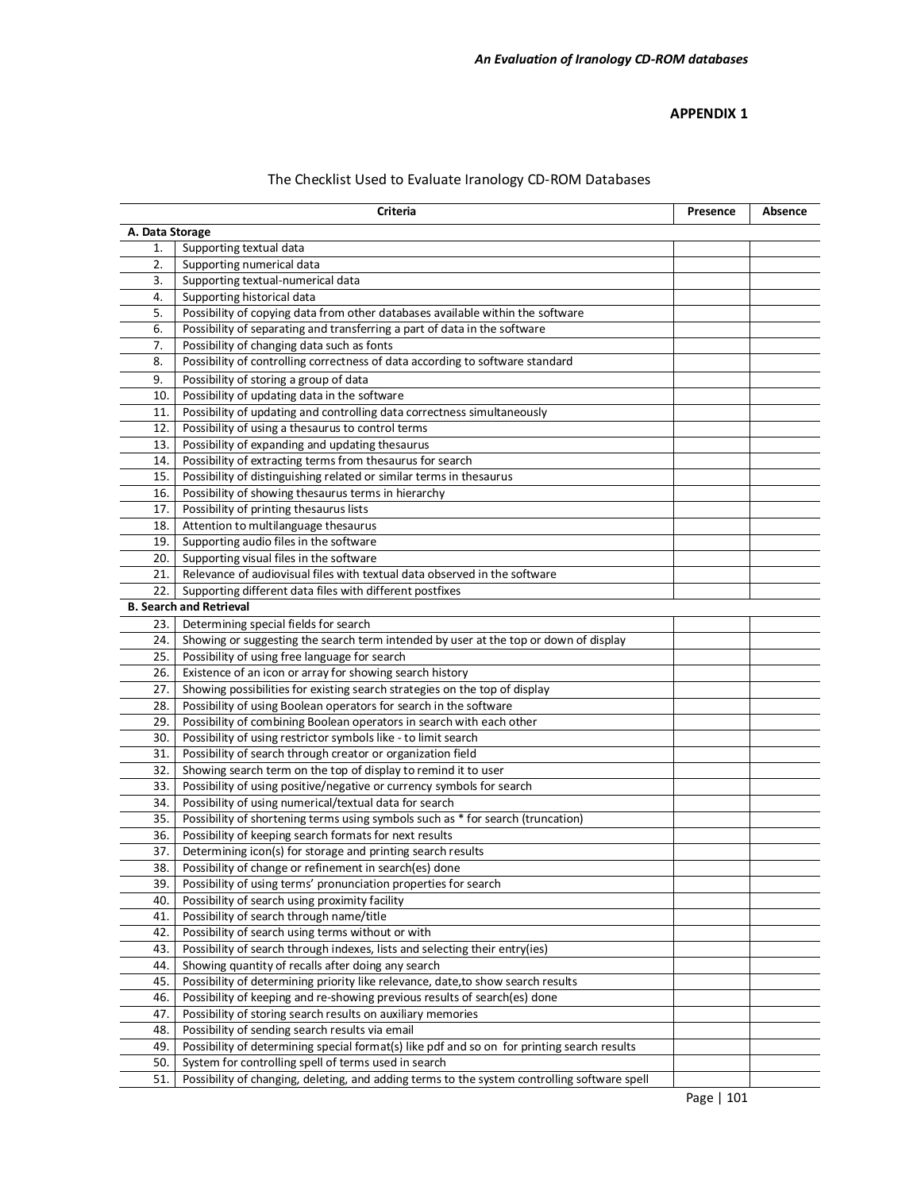## APPENDIX 1

The Checklist Used to Evaluate Iranology CD-ROM Databases

| | Criteria | Presence | Absence |
|---|---|---|---|
| **A. Data Storage** | | | |
| 1. | Supporting textual data | | |
| 2. | Supporting numerical data | | |
| 3. | Supporting textual-numerical data | | |
| 4. | Supporting historical data | | |
| 5. | Possibility of copying data from other databases available within the software | | |
| 6. | Possibility of separating and transferring a part of data in the software | | |
| 7. | Possibility of changing data such as fonts | | |
| 8. | Possibility of controlling correctness of data according to software standard | | |
| 9. | Possibility of storing a group of data | | |
| 10. | Possibility of updating data in the software | | |
| 11. | Possibility of updating and controlling data correctness simultaneously | | |
| 12. | Possibility of using a thesaurus to control terms | | |
| 13. | Possibility of expanding and updating thesaurus | | |
| 14. | Possibility of extracting terms from thesaurus for search | | |
| 15. | Possibility of distinguishing related or similar terms in thesaurus | | |
| 16. | Possibility of showing thesaurus terms in hierarchy | | |
| 17. | Possibility of printing thesaurus lists | | |
| 18. | Attention to multilanguage thesaurus | | |
| 19. | Supporting audio files in the software | | |
| 20. | Supporting visual files in the software | | |
| 21. | Relevance of audiovisual files with textual data observed in the software | | |
| 22. | Supporting different data files with different postfixes | | |
| **B. Search and Retrieval** | | | |
| 23. | Determining special fields for search | | |
| 24. | Showing or suggesting the search term intended by user at the top or down of display | | |
| 25. | Possibility of using free language for search | | |
| 26. | Existence of an icon or array for showing search history | | |
| 27. | Showing possibilities for existing search strategies on the top of display | | |
| 28. | Possibility of using Boolean operators for search in the software | | |
| 29. | Possibility of combining Boolean operators in search with each other | | |
| 30. | Possibility of using restrictor symbols like - to limit search | | |
| 31. | Possibility of search through creator or organization field | | |
| 32. | Showing search term on the top of display to remind it to user | | |
| 33. | Possibility of using positive/negative or currency symbols for search | | |
| 34. | Possibility of using numerical/textual data for search | | |
| 35. | Possibility of shortening terms using symbols such as * for search (truncation) | | |
| 36. | Possibility of keeping search formats for next results | | |
| 37. | Determining icon(s) for storage and printing search results | | |
| 38. | Possibility of change or refinement in search(es) done | | |
| 39. | Possibility of using terms' pronunciation properties for search | | |
| 40. | Possibility of search using proximity facility | | |
| 41. | Possibility of search through name/title | | |
| 42. | Possibility of search using terms without or with | | |
| 43. | Possibility of search through indexes, lists and selecting their entry(ies) | | |
| 44. | Showing quantity of recalls after doing any search | | |
| 45. | Possibility of determining priority like relevance, date,to show search results | | |
| 46. | Possibility of keeping and re-showing previous results of search(es) done | | |
| 47. | Possibility of storing search results on auxiliary memories | | |
| 48. | Possibility of sending search results via email | | |
| 49. | Possibility of determining special format(s) like pdf and so on for printing search results | | |
| 50. | System for controlling spell of terms used in search | | |
| 51. | Possibility of changing, deleting, and adding terms to the system controlling software spell | | |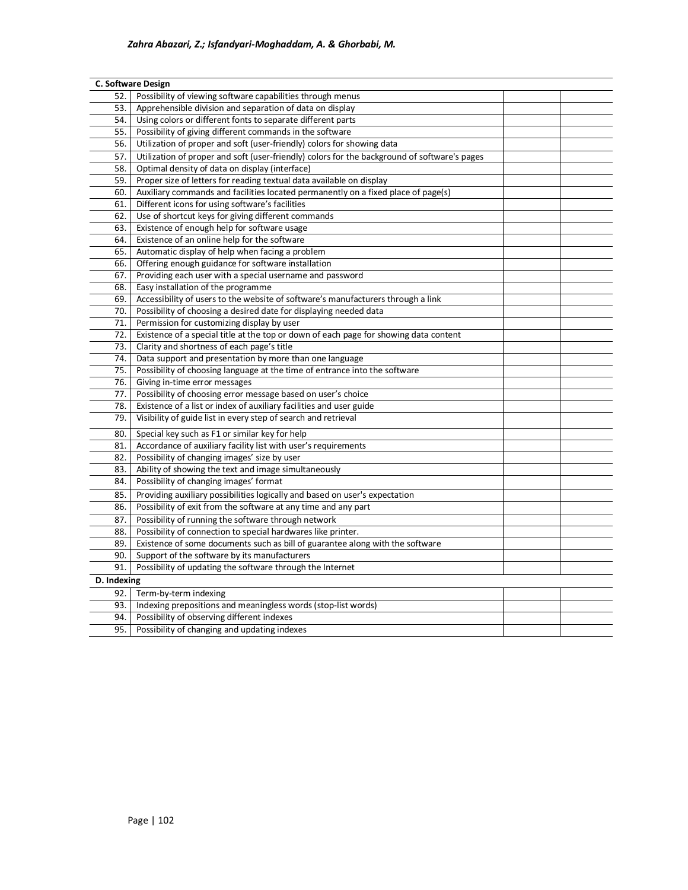| | | | |
|---|---|---|---|
| **C. Software Design** | | | |
| 52. | Possibility of viewing software capabilities through menus | | |
| 53. | Apprehensible division and separation of data on display | | |
| 54. | Using colors or different fonts to separate different parts | | |
| 55. | Possibility of giving different commands in the software | | |
| 56. | Utilization of proper and soft (user-friendly) colors for showing data | | |
| 57. | Utilization of proper and soft (user-friendly) colors for the background of software's pages | | |
| 58. | Optimal density of data on display (interface) | | |
| 59. | Proper size of letters for reading textual data available on display | | |
| 60. | Auxiliary commands and facilities located permanently on a fixed place of page(s) | | |
| 61. | Different icons for using software's facilities | | |
| 62. | Use of shortcut keys for giving different commands | | |
| 63. | Existence of enough help for software usage | | |
| 64. | Existence of an online help for the software | | |
| 65. | Automatic display of help when facing a problem | | |
| 66. | Offering enough guidance for software installation | | |
| 67. | Providing each user with a special username and password | | |
| 68. | Easy installation of the programme | | |
| 69. | Accessibility of users to the website of software's manufacturers through a link | | |
| 70. | Possibility of choosing a desired date for displaying needed data | | |
| 71. | Permission for customizing display by user | | |
| 72. | Existence of a special title at the top or down of each page for showing data content | | |
| 73. | Clarity and shortness of each page's title | | |
| 74. | Data support and presentation by more than one language | | |
| 75. | Possibility of choosing language at the time of entrance into the software | | |
| 76. | Giving in-time error messages | | |
| 77. | Possibility of choosing error message based on user's choice | | |
| 78. | Existence of a list or index of auxiliary facilities and user guide | | |
| 79. | Visibility of guide list in every step of search and retrieval | | |
| 80. | Special key such as F1 or similar key for help | | |
| 81. | Accordance of auxiliary facility list with user's requirements | | |
| 82. | Possibility of changing images' size by user | | |
| 83. | Ability of showing the text and image simultaneously | | |
| 84. | Possibility of changing images' format | | |
| 85. | Providing auxiliary possibilities logically and based on user's expectation | | |
| 86. | Possibility of exit from the software at any time and any part | | |
| 87. | Possibility of running the software through network | | |
| 88. | Possibility of connection to special hardwares like printer. | | |
| 89. | Existence of some documents such as bill of guarantee along with the software | | |
| 90. | Support of the software by its manufacturers | | |
| 91. | Possibility of updating the software through the Internet | | |
| **D. Indexing** | | | |
| 92. | Term-by-term indexing | | |
| 93. | Indexing prepositions and meaningless words (stop-list words) | | |
| 94. | Possibility of observing different indexes | | |
| 95. | Possibility of changing and updating indexes | | |